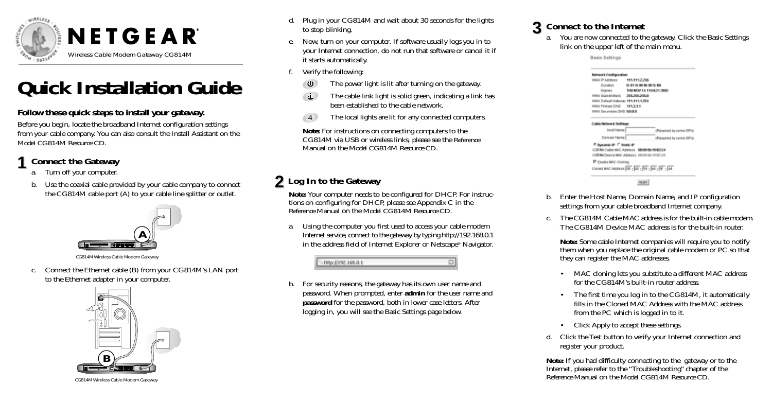# NETGEAR

Wireless Cable Modem Gateway CG814M

# Quick Installation Guide

**Follow these quick steps to install your gateway.**

Before you begin, locate the broadband Internet configuration settings from your cable company. You can also consult the Install Assistant on the *Model CG814M Resource CD*.

## 1 Connect the Gateway

a. Turn off your computer.

b. Use the coaxial cable provided by your cable company to connect the CG814M cable port (A) to your cable line splitter or outlet.

CG814M Wireless Cable Modem Gateway

c. Connect the Ethernet cable (B) from your CG814M's LAN port to the Ethernet adapter in your computer.

CG814M Wireless Cable Modem Gateway

d. Plug in your CG814M and wait about 30 seconds for the lights to stop blinking.

e. Now, turn on your computer. If software usually logs you in to your Internet connection, do not run that software or cancel it if it starts automatically.

f. Verify the following:

- The power light is lit after turning on the gateway.
- The cable link light is solid green, indicating a link has been established to the cable network.
- The local lights are lit for any connected computers.

**Note:** For instructions on connecting computers to the CG814M via USB or wireless links, please see the *Reference Manual* on the *Model CG814M Resource CD*.

## 2 Log In to the Gateway

**Note:** Your computer needs to be configured for DHCP. For instructions on configuring for DHCP, please see Appendix C in the *Reference Manual* on the *Model CG814M Resource CD*.

a. Using the computer you first used to access your cable modem Internet service, connect to the gateway by typing http://192.168.0.1 in the address field of Internet Explorer or Netscape® Navigator.

b. For security reasons, the gateway has its own user name and password. When prompted, enter **admin** for the user name and **password** for the password, both in lower case letters. After logging in, you will see the Basic Settings page below.

## 3 Connect to the Internet

a. You are now connected to the gateway. Click the Basic Settings link on the upper left of the main menu.

b. Enter the Host Name, Domain Name, and IP configuration settings from your cable broadband Internet company.

c. The CG814M Cable MAC address is for the built-in cable modem. The CG814M Device MAC address is for the built-in router.

**Note:** Some cable Internet companies will require you to notify them when you replace the original cable modem or PC so that they can register the MAC addresses.

- MAC cloning lets you substitute a different MAC address for the CG814M's built-in router address.
- The first time you log in to the CG814M, it automatically fills in the Cloned MAC Address with the MAC address from the PC which is logged in to it.
- Click Apply to accept these settings.

d. Click the Test button to verify your Internet connection and register your product.

**Note:** If you had difficulty connecting to the gateway or to the Internet, please refer to the "Troubleshooting" chapter of the *Reference Manual* on the *Model CG814M Resource CD*.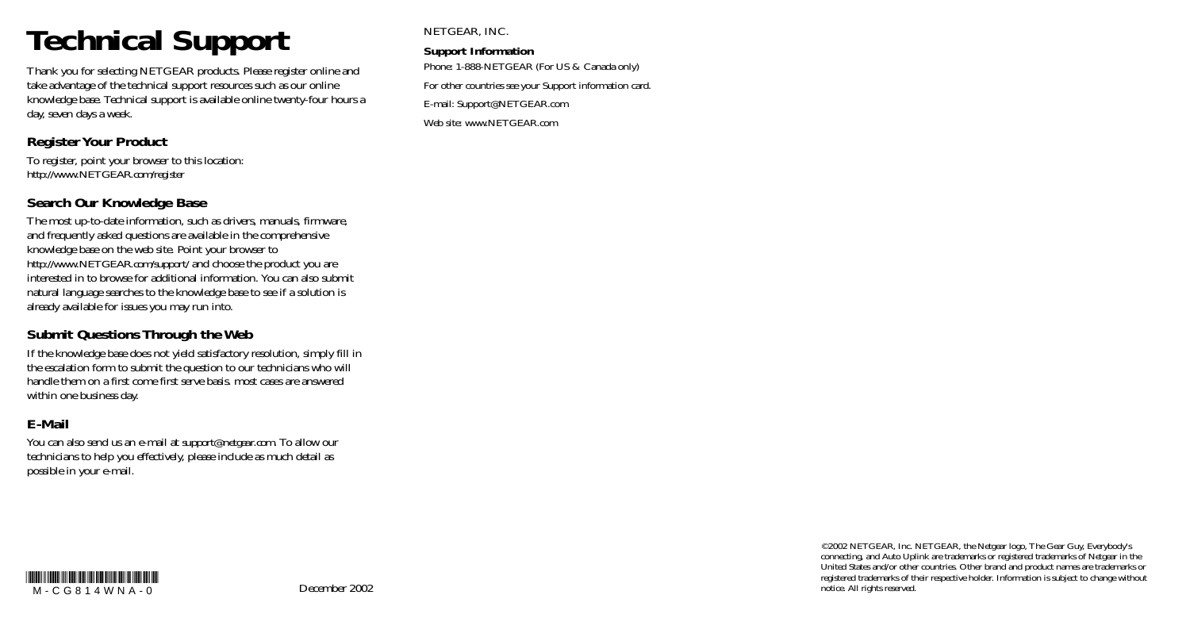# Technical Support

Thank you for selecting NETGEAR products. Please register online and take advantage of the technical support resources such as our online knowledge base. Technical support is available online twenty-four hours a day, seven days a week.

## Register Your Product

To register, point your browser to this location:
http://www.NETGEAR.com/register

## Search Our Knowledge Base

The most up-to-date information, such as drivers, manuals, firmware, and frequently asked questions are available in the comprehensive knowledge base on the web site. Point your browser to http://www.NETGEAR.com/support/ and choose the product you are interested in to browse for additional information. You can also submit natural language searches to the knowledge base to see if a solution is already available for issues you may run into.

## Submit Questions Through the Web

If the knowledge base does not yield satisfactory resolution, simply fill in the escalation form to submit the question to our technicians who will handle them on a first come first serve basis. most cases are answered within one business day.

## E-Mail

You can also send us an e-mail at support@netgear.com. To allow our technicians to help you effectively, please include as much detail as possible in your e-mail.

NETGEAR, INC.

**Support Information**

Phone: 1-888-NETGEAR (For US & Canada only)

For other countries see your Support information card.

E-mail: Support@NETGEAR.com

Web site: www.NETGEAR.com

©2002 NETGEAR, Inc. NETGEAR, the Netgear logo, The Gear Guy, Everybody's connecting, and Auto Uplink are trademarks or registered trademarks of Netgear in the United States and/or other countries. Other brand and product names are trademarks or registered trademarks of their respective holder. Information is subject to change without notice. All rights reserved.

M-CG814WNA-0

December 2002